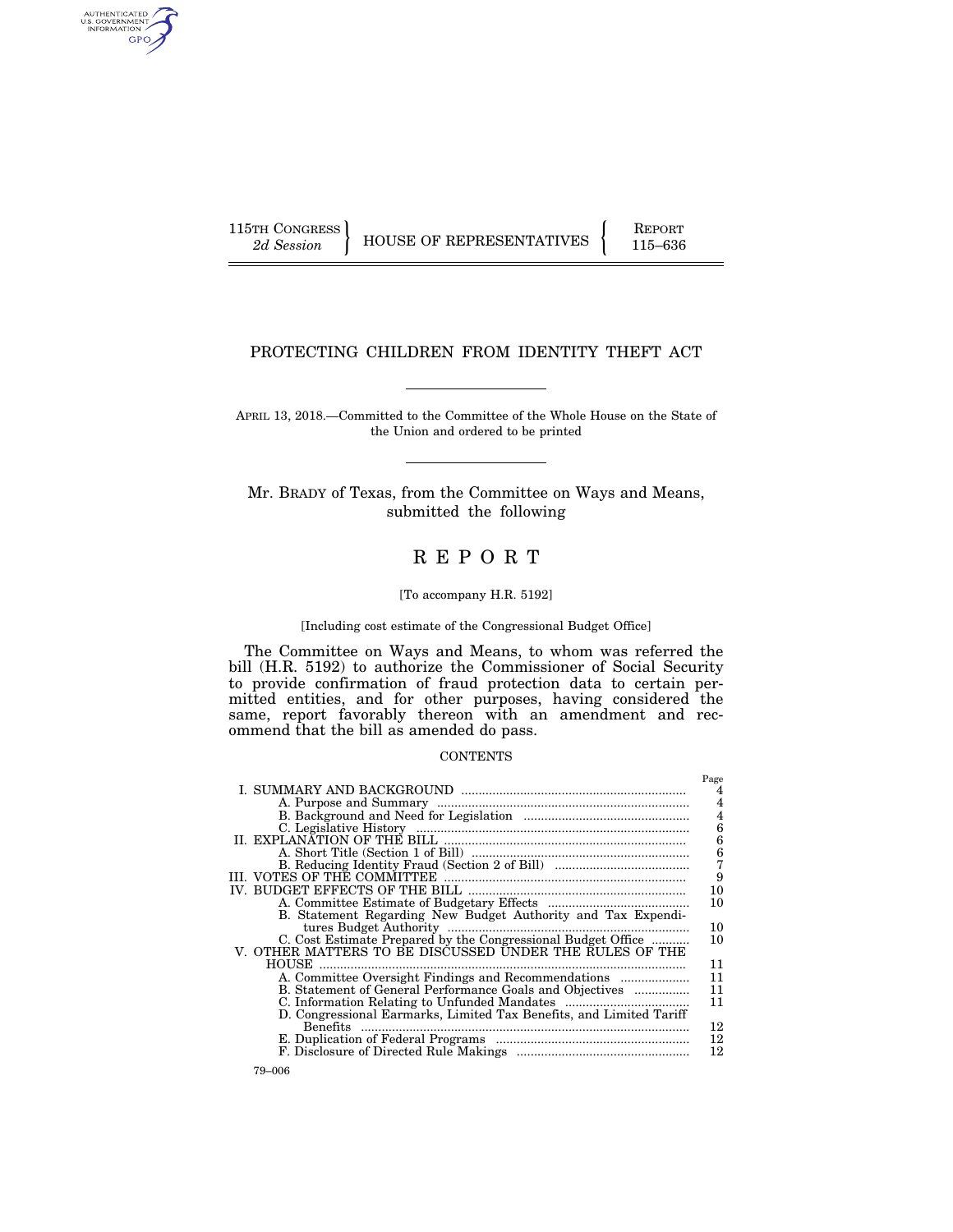115TH CONGRESS
*2d Session*

HOUSE OF REPRESENTATIVES

REPORT
115–636

# PROTECTING CHILDREN FROM IDENTITY THEFT ACT

APRIL 13, 2018.—Committed to the Committee of the Whole House on the State of the Union and ordered to be printed

Mr. BRADY of Texas, from the Committee on Ways and Means, submitted the following

# REPORT

[To accompany H.R. 5192]

[Including cost estimate of the Congressional Budget Office]

The Committee on Ways and Means, to whom was referred the bill (H.R. 5192) to authorize the Commissioner of Social Security to provide confirmation of fraud protection data to certain permitted entities, and for other purposes, having considered the same, report favorably thereon with an amendment and recommend that the bill as amended do pass.

CONTENTS

| | Page |
|---|---|
| I. SUMMARY AND BACKGROUND | 4 |
| A. Purpose and Summary | 4 |
| B. Background and Need for Legislation | 4 |
| C. Legislative History | 6 |
| II. EXPLANATION OF THE BILL | 6 |
| A. Short Title (Section 1 of Bill) | 6 |
| B. Reducing Identity Fraud (Section 2 of Bill) | 7 |
| III. VOTES OF THE COMMITTEE | 9 |
| IV. BUDGET EFFECTS OF THE BILL | 10 |
| A. Committee Estimate of Budgetary Effects | 10 |
| B. Statement Regarding New Budget Authority and Tax Expenditures Budget Authority | 10 |
| C. Cost Estimate Prepared by the Congressional Budget Office | 10 |
| V. OTHER MATTERS TO BE DISCUSSED UNDER THE RULES OF THE HOUSE | 11 |
| A. Committee Oversight Findings and Recommendations | 11 |
| B. Statement of General Performance Goals and Objectives | 11 |
| C. Information Relating to Unfunded Mandates | 11 |
| D. Congressional Earmarks, Limited Tax Benefits, and Limited Tariff Benefits | 12 |
| E. Duplication of Federal Programs | 12 |
| F. Disclosure of Directed Rule Makings | 12 |

79–006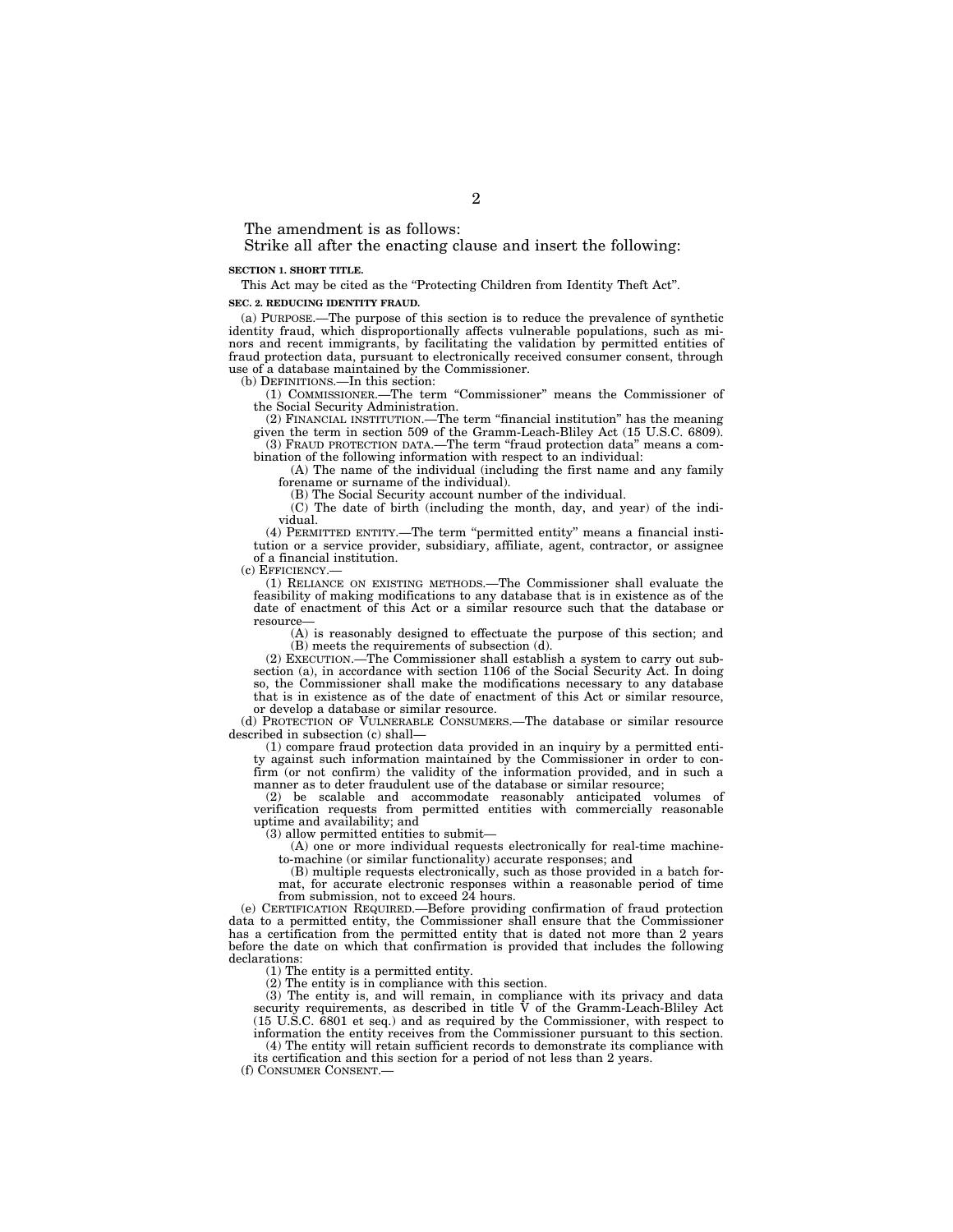The amendment is as follows:

Strike all after the enacting clause and insert the following:

**SECTION 1. SHORT TITLE.**

This Act may be cited as the "Protecting Children from Identity Theft Act".

**SEC. 2. REDUCING IDENTITY FRAUD.**

(a) PURPOSE.—The purpose of this section is to reduce the prevalence of synthetic identity fraud, which disproportionally affects vulnerable populations, such as minors and recent immigrants, by facilitating the validation by permitted entities of fraud protection data, pursuant to electronically received consumer consent, through use of a database maintained by the Commissioner.

(b) DEFINITIONS.—In this section:

(1) COMMISSIONER.—The term "Commissioner" means the Commissioner of the Social Security Administration.

(2) FINANCIAL INSTITUTION.—The term "financial institution" has the meaning given the term in section 509 of the Gramm-Leach-Bliley Act (15 U.S.C. 6809).

(3) FRAUD PROTECTION DATA.—The term "fraud protection data" means a combination of the following information with respect to an individual:

(A) The name of the individual (including the first name and any family forename or surname of the individual).

(B) The Social Security account number of the individual.

(C) The date of birth (including the month, day, and year) of the individual.

(4) PERMITTED ENTITY.—The term "permitted entity" means a financial institution or a service provider, subsidiary, affiliate, agent, contractor, or assignee of a financial institution.

(c) EFFICIENCY.—

(1) RELIANCE ON EXISTING METHODS.—The Commissioner shall evaluate the feasibility of making modifications to any database that is in existence as of the date of enactment of this Act or a similar resource such that the database or resource—

(A) is reasonably designed to effectuate the purpose of this section; and

(B) meets the requirements of subsection (d).

(2) EXECUTION.—The Commissioner shall establish a system to carry out subsection (a), in accordance with section 1106 of the Social Security Act. In doing so, the Commissioner shall make the modifications necessary to any database that is in existence as of the date of enactment of this Act or similar resource, or develop a database or similar resource.

(d) PROTECTION OF VULNERABLE CONSUMERS.—The database or similar resource described in subsection (c) shall—

(1) compare fraud protection data provided in an inquiry by a permitted entity against such information maintained by the Commissioner in order to confirm (or not confirm) the validity of the information provided, and in such a manner as to deter fraudulent use of the database or similar resource;

(2) be scalable and accommodate reasonably anticipated volumes of verification requests from permitted entities with commercially reasonable uptime and availability; and

(3) allow permitted entities to submit—

(A) one or more individual requests electronically for real-time machine-to-machine (or similar functionality) accurate responses; and

(B) multiple requests electronically, such as those provided in a batch format, for accurate electronic responses within a reasonable period of time from submission, not to exceed 24 hours.

(e) CERTIFICATION REQUIRED.—Before providing confirmation of fraud protection data to a permitted entity, the Commissioner shall ensure that the Commissioner has a certification from the permitted entity that is dated not more than 2 years before the date on which that confirmation is provided that includes the following declarations:

(1) The entity is a permitted entity.

(2) The entity is in compliance with this section.

(3) The entity is, and will remain, in compliance with its privacy and data security requirements, as described in title V of the Gramm-Leach-Bliley Act (15 U.S.C. 6801 et seq.) and as required by the Commissioner, with respect to information the entity receives from the Commissioner pursuant to this section.

(4) The entity will retain sufficient records to demonstrate its compliance with its certification and this section for a period of not less than 2 years.

(f) CONSUMER CONSENT.—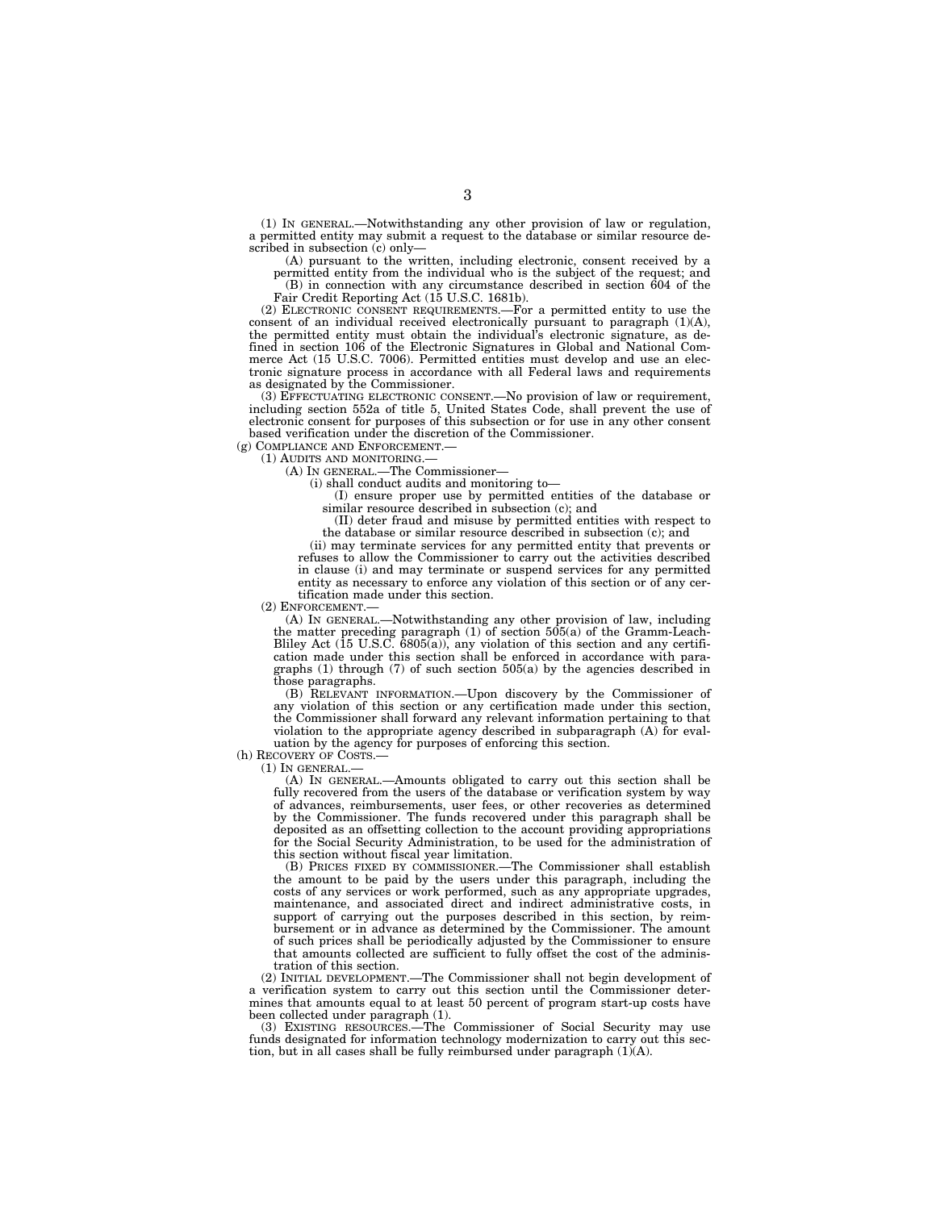(1) IN GENERAL.—Notwithstanding any other provision of law or regulation, a permitted entity may submit a request to the database or similar resource described in subsection (c) only—

(A) pursuant to the written, including electronic, consent received by a permitted entity from the individual who is the subject of the request; and

(B) in connection with any circumstance described in section 604 of the Fair Credit Reporting Act (15 U.S.C. 1681b).

(2) ELECTRONIC CONSENT REQUIREMENTS.—For a permitted entity to use the consent of an individual received electronically pursuant to paragraph (1)(A), the permitted entity must obtain the individual's electronic signature, as defined in section 106 of the Electronic Signatures in Global and National Commerce Act (15 U.S.C. 7006). Permitted entities must develop and use an electronic signature process in accordance with all Federal laws and requirements as designated by the Commissioner.

(3) EFFECTUATING ELECTRONIC CONSENT.—No provision of law or requirement, including section 552a of title 5, United States Code, shall prevent the use of electronic consent for purposes of this subsection or for use in any other consent based verification under the discretion of the Commissioner.

(g) COMPLIANCE AND ENFORCEMENT.—

(1) AUDITS AND MONITORING.—

(A) IN GENERAL.—The Commissioner—

(i) shall conduct audits and monitoring to—

(I) ensure proper use by permitted entities of the database or similar resource described in subsection (c); and

(II) deter fraud and misuse by permitted entities with respect to the database or similar resource described in subsection (c); and

(ii) may terminate services for any permitted entity that prevents or refuses to allow the Commissioner to carry out the activities described in clause (i) and may terminate or suspend services for any permitted entity as necessary to enforce any violation of this section or of any certification made under this section.

(2) ENFORCEMENT.—

(A) IN GENERAL.—Notwithstanding any other provision of law, including the matter preceding paragraph (1) of section 505(a) of the Gramm-Leach-Bliley Act (15 U.S.C. 6805(a)), any violation of this section and any certification made under this section shall be enforced in accordance with paragraphs (1) through (7) of such section 505(a) by the agencies described in those paragraphs.

(B) RELEVANT INFORMATION.—Upon discovery by the Commissioner of any violation of this section or any certification made under this section, the Commissioner shall forward any relevant information pertaining to that violation to the appropriate agency described in subparagraph (A) for evaluation by the agency for purposes of enforcing this section.

(h) RECOVERY OF COSTS.—

(1) IN GENERAL.—

(A) IN GENERAL.—Amounts obligated to carry out this section shall be fully recovered from the users of the database or verification system by way of advances, reimbursements, user fees, or other recoveries as determined by the Commissioner. The funds recovered under this paragraph shall be deposited as an offsetting collection to the account providing appropriations for the Social Security Administration, to be used for the administration of this section without fiscal year limitation.

(B) PRICES FIXED BY COMMISSIONER.—The Commissioner shall establish the amount to be paid by the users under this paragraph, including the costs of any services or work performed, such as any appropriate upgrades, maintenance, and associated direct and indirect administrative costs, in support of carrying out the purposes described in this section, by reimbursement or in advance as determined by the Commissioner. The amount of such prices shall be periodically adjusted by the Commissioner to ensure that amounts collected are sufficient to fully offset the cost of the administration of this section.

(2) INITIAL DEVELOPMENT.—The Commissioner shall not begin development of a verification system to carry out this section until the Commissioner determines that amounts equal to at least 50 percent of program start-up costs have been collected under paragraph (1).

(3) EXISTING RESOURCES.—The Commissioner of Social Security may use funds designated for information technology modernization to carry out this section, but in all cases shall be fully reimbursed under paragraph (1)(A).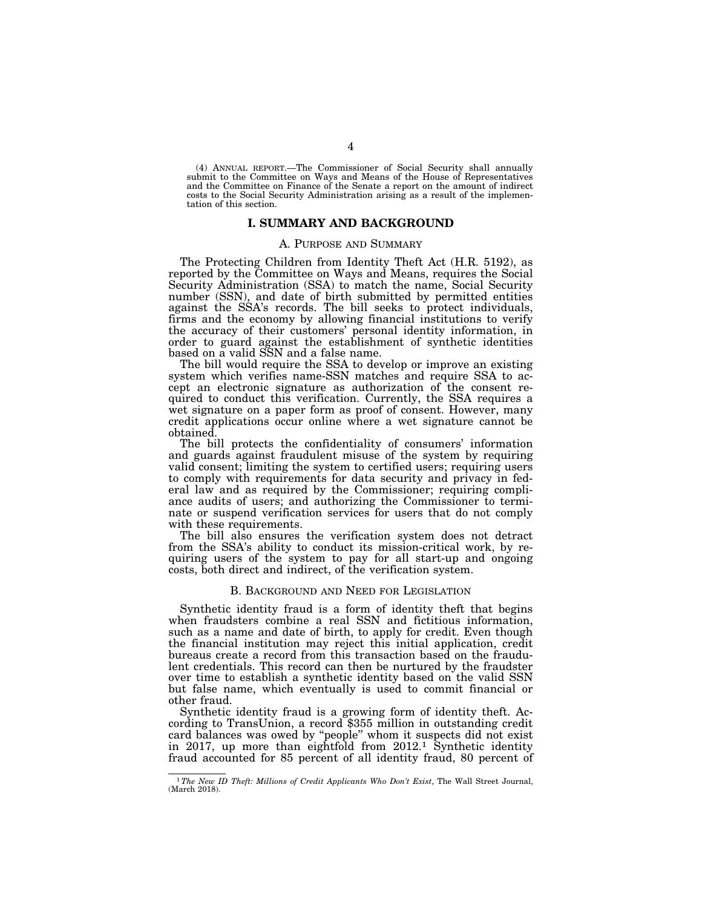(4) ANNUAL REPORT.—The Commissioner of Social Security shall annually submit to the Committee on Ways and Means of the House of Representatives and the Committee on Finance of the Senate a report on the amount of indirect costs to the Social Security Administration arising as a result of the implementation of this section.

## I. SUMMARY AND BACKGROUND

### A. PURPOSE AND SUMMARY

The Protecting Children from Identity Theft Act (H.R. 5192), as reported by the Committee on Ways and Means, requires the Social Security Administration (SSA) to match the name, Social Security number (SSN), and date of birth submitted by permitted entities against the SSA's records. The bill seeks to protect individuals, firms and the economy by allowing financial institutions to verify the accuracy of their customers' personal identity information, in order to guard against the establishment of synthetic identities based on a valid SSN and a false name.

The bill would require the SSA to develop or improve an existing system which verifies name-SSN matches and require SSA to accept an electronic signature as authorization of the consent required to conduct this verification. Currently, the SSA requires a wet signature on a paper form as proof of consent. However, many credit applications occur online where a wet signature cannot be obtained.

The bill protects the confidentiality of consumers' information and guards against fraudulent misuse of the system by requiring valid consent; limiting the system to certified users; requiring users to comply with requirements for data security and privacy in federal law and as required by the Commissioner; requiring compliance audits of users; and authorizing the Commissioner to terminate or suspend verification services for users that do not comply with these requirements.

The bill also ensures the verification system does not detract from the SSA's ability to conduct its mission-critical work, by requiring users of the system to pay for all start-up and ongoing costs, both direct and indirect, of the verification system.

### B. BACKGROUND AND NEED FOR LEGISLATION

Synthetic identity fraud is a form of identity theft that begins when fraudsters combine a real SSN and fictitious information, such as a name and date of birth, to apply for credit. Even though the financial institution may reject this initial application, credit bureaus create a record from this transaction based on the fraudulent credentials. This record can then be nurtured by the fraudster over time to establish a synthetic identity based on the valid SSN but false name, which eventually is used to commit financial or other fraud.

Synthetic identity fraud is a growing form of identity theft. According to TransUnion, a record $355 million in outstanding credit card balances was owed by "people" whom it suspects did not exist in 2017, up more than eightfold from 2012.[1] Synthetic identity fraud accounted for 85 percent of all identity fraud, 80 percent of

[1] *The New ID Theft: Millions of Credit Applicants Who Don't Exist*, The Wall Street Journal, (March 2018).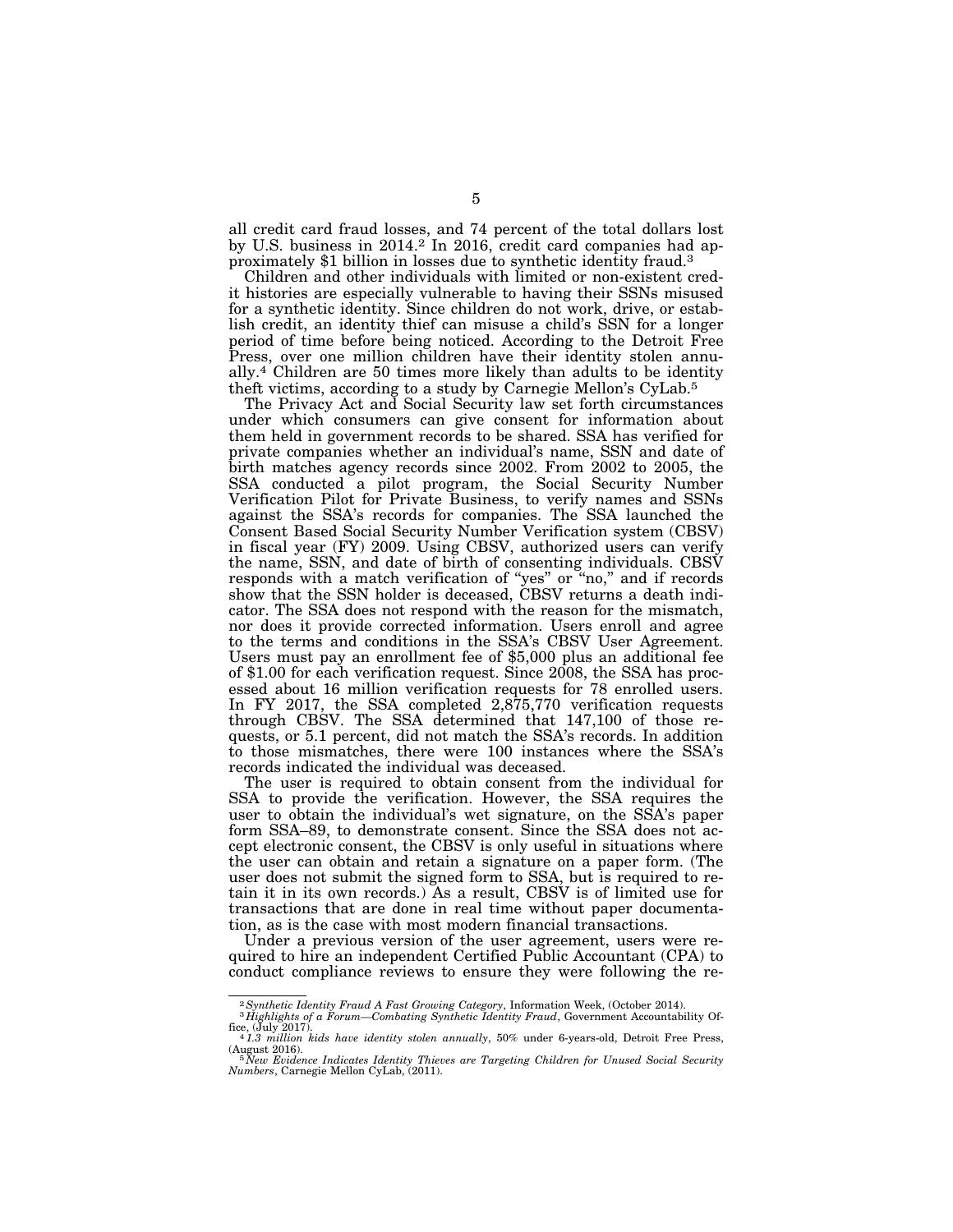all credit card fraud losses, and 74 percent of the total dollars lost by U.S. business in 2014.[2] In 2016, credit card companies had approximately $1 billion in losses due to synthetic identity fraud.[3]

Children and other individuals with limited or non-existent credit histories are especially vulnerable to having their SSNs misused for a synthetic identity. Since children do not work, drive, or establish credit, an identity thief can misuse a child's SSN for a longer period of time before being noticed. According to the Detroit Free Press, over one million children have their identity stolen annually.[4] Children are 50 times more likely than adults to be identity theft victims, according to a study by Carnegie Mellon's CyLab.[5]

The Privacy Act and Social Security law set forth circumstances under which consumers can give consent for information about them held in government records to be shared. SSA has verified for private companies whether an individual's name, SSN and date of birth matches agency records since 2002. From 2002 to 2005, the SSA conducted a pilot program, the Social Security Number Verification Pilot for Private Business, to verify names and SSNs against the SSA's records for companies. The SSA launched the Consent Based Social Security Number Verification system (CBSV) in fiscal year (FY) 2009. Using CBSV, authorized users can verify the name, SSN, and date of birth of consenting individuals. CBSV responds with a match verification of "yes" or "no," and if records show that the SSN holder is deceased, CBSV returns a death indicator. The SSA does not respond with the reason for the mismatch, nor does it provide corrected information. Users enroll and agree to the terms and conditions in the SSA's CBSV User Agreement. Users must pay an enrollment fee of $5,000 plus an additional fee of $1.00 for each verification request. Since 2008, the SSA has processed about 16 million verification requests for 78 enrolled users. In FY 2017, the SSA completed 2,875,770 verification requests through CBSV. The SSA determined that 147,100 of those requests, or 5.1 percent, did not match the SSA's records. In addition to those mismatches, there were 100 instances where the SSA's records indicated the individual was deceased.

The user is required to obtain consent from the individual for SSA to provide the verification. However, the SSA requires the user to obtain the individual's wet signature, on the SSA's paper form SSA–89, to demonstrate consent. Since the SSA does not accept electronic consent, the CBSV is only useful in situations where the user can obtain and retain a signature on a paper form. (The user does not submit the signed form to SSA, but is required to retain it in its own records.) As a result, CBSV is of limited use for transactions that are done in real time without paper documentation, as is the case with most modern financial transactions.

Under a previous version of the user agreement, users were required to hire an independent Certified Public Accountant (CPA) to conduct compliance reviews to ensure they were following the re-

---

[2] *Synthetic Identity Fraud A Fast Growing Category*, Information Week, (October 2014).

[3] *Highlights of a Forum—Combating Synthetic Identity Fraud*, Government Accountability Office, (July 2017).

[4] *1.3 million kids have identity stolen annually*, 50% under 6-years-old, Detroit Free Press, (August 2016).

[5] *New Evidence Indicates Identity Thieves are Targeting Children for Unused Social Security Numbers*, Carnegie Mellon CyLab, (2011).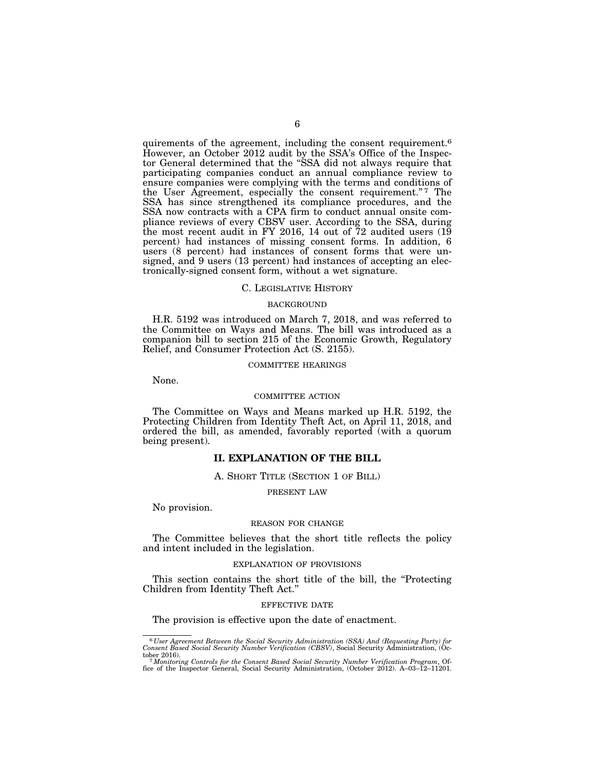quirements of the agreement, including the consent requirement.[6] However, an October 2012 audit by the SSA's Office of the Inspector General determined that the "SSA did not always require that participating companies conduct an annual compliance review to ensure companies were complying with the terms and conditions of the User Agreement, especially the consent requirement."[7] The SSA has since strengthened its compliance procedures, and the SSA now contracts with a CPA firm to conduct annual onsite compliance reviews of every CBSV user. According to the SSA, during the most recent audit in FY 2016, 14 out of 72 audited users (19 percent) had instances of missing consent forms. In addition, 6 users (8 percent) had instances of consent forms that were unsigned, and 9 users (13 percent) had instances of accepting an electronically-signed consent form, without a wet signature.

### C. LEGISLATIVE HISTORY

#### BACKGROUND

H.R. 5192 was introduced on March 7, 2018, and was referred to the Committee on Ways and Means. The bill was introduced as a companion bill to section 215 of the Economic Growth, Regulatory Relief, and Consumer Protection Act (S. 2155).

#### COMMITTEE HEARINGS

None.

#### COMMITTEE ACTION

The Committee on Ways and Means marked up H.R. 5192, the Protecting Children from Identity Theft Act, on April 11, 2018, and ordered the bill, as amended, favorably reported (with a quorum being present).

## II. EXPLANATION OF THE BILL

### A. SHORT TITLE (SECTION 1 OF BILL)

#### PRESENT LAW

No provision.

#### REASON FOR CHANGE

The Committee believes that the short title reflects the policy and intent included in the legislation.

#### EXPLANATION OF PROVISIONS

This section contains the short title of the bill, the "Protecting Children from Identity Theft Act."

#### EFFECTIVE DATE

The provision is effective upon the date of enactment.

---

[6] *User Agreement Between the Social Security Administration (SSA) And (Requesting Party) for Consent Based Social Security Number Verification (CBSV)*, Social Security Administration, (October 2016).

[7] *Monitoring Controls for the Consent Based Social Security Number Verification Program*, Office of the Inspector General, Social Security Administration, (October 2012). A–03–12–11201.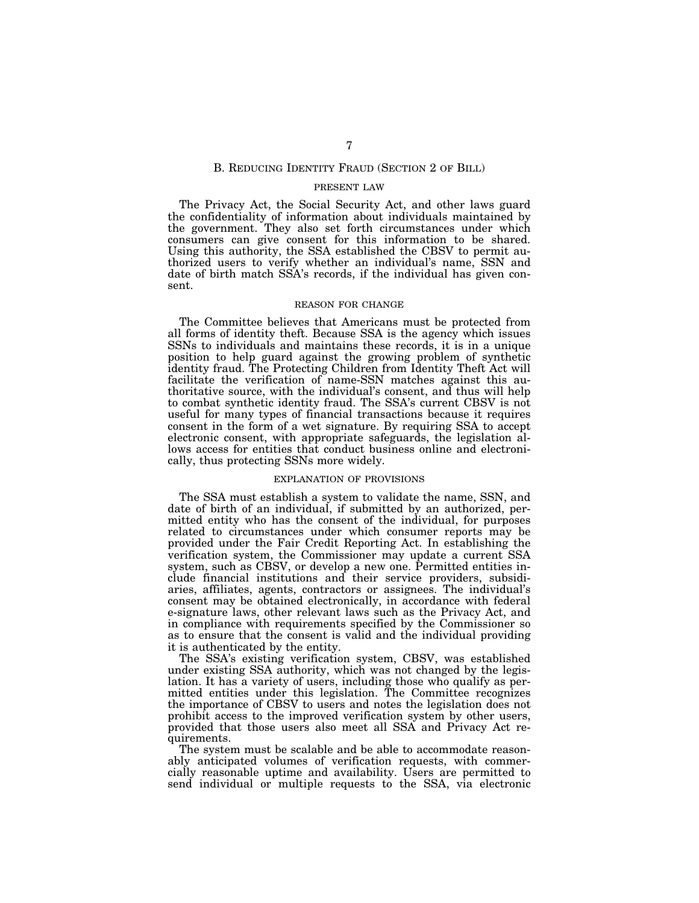## B. Reducing Identity Fraud (Section 2 of Bill)

### PRESENT LAW

The Privacy Act, the Social Security Act, and other laws guard the confidentiality of information about individuals maintained by the government. They also set forth circumstances under which consumers can give consent for this information to be shared. Using this authority, the SSA established the CBSV to permit authorized users to verify whether an individual's name, SSN and date of birth match SSA's records, if the individual has given consent.

### REASON FOR CHANGE

The Committee believes that Americans must be protected from all forms of identity theft. Because SSA is the agency which issues SSNs to individuals and maintains these records, it is in a unique position to help guard against the growing problem of synthetic identity fraud. The Protecting Children from Identity Theft Act will facilitate the verification of name-SSN matches against this authoritative source, with the individual's consent, and thus will help to combat synthetic identity fraud. The SSA's current CBSV is not useful for many types of financial transactions because it requires consent in the form of a wet signature. By requiring SSA to accept electronic consent, with appropriate safeguards, the legislation allows access for entities that conduct business online and electronically, thus protecting SSNs more widely.

### EXPLANATION OF PROVISIONS

The SSA must establish a system to validate the name, SSN, and date of birth of an individual, if submitted by an authorized, permitted entity who has the consent of the individual, for purposes related to circumstances under which consumer reports may be provided under the Fair Credit Reporting Act. In establishing the verification system, the Commissioner may update a current SSA system, such as CBSV, or develop a new one. Permitted entities include financial institutions and their service providers, subsidiaries, affiliates, agents, contractors or assignees. The individual's consent may be obtained electronically, in accordance with federal e-signature laws, other relevant laws such as the Privacy Act, and in compliance with requirements specified by the Commissioner so as to ensure that the consent is valid and the individual providing it is authenticated by the entity.

The SSA's existing verification system, CBSV, was established under existing SSA authority, which was not changed by the legislation. It has a variety of users, including those who qualify as permitted entities under this legislation. The Committee recognizes the importance of CBSV to users and notes the legislation does not prohibit access to the improved verification system by other users, provided that those users also meet all SSA and Privacy Act requirements.

The system must be scalable and be able to accommodate reasonably anticipated volumes of verification requests, with commercially reasonable uptime and availability. Users are permitted to send individual or multiple requests to the SSA, via electronic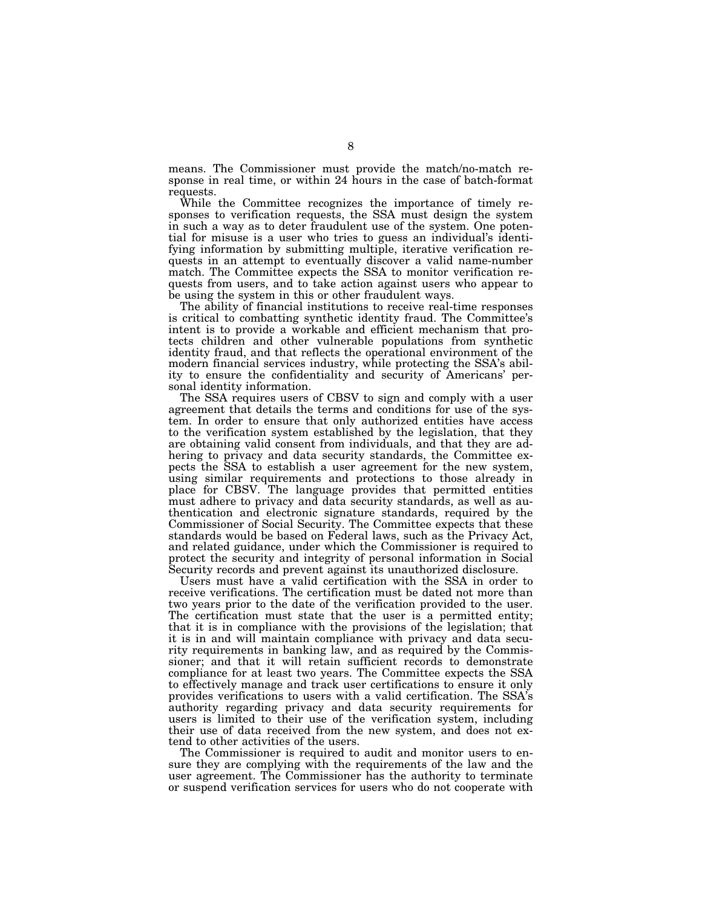means. The Commissioner must provide the match/no-match response in real time, or within 24 hours in the case of batch-format requests.

While the Committee recognizes the importance of timely responses to verification requests, the SSA must design the system in such a way as to deter fraudulent use of the system. One potential for misuse is a user who tries to guess an individual's identifying information by submitting multiple, iterative verification requests in an attempt to eventually discover a valid name-number match. The Committee expects the SSA to monitor verification requests from users, and to take action against users who appear to be using the system in this or other fraudulent ways.

The ability of financial institutions to receive real-time responses is critical to combatting synthetic identity fraud. The Committee's intent is to provide a workable and efficient mechanism that protects children and other vulnerable populations from synthetic identity fraud, and that reflects the operational environment of the modern financial services industry, while protecting the SSA's ability to ensure the confidentiality and security of Americans' personal identity information.

The SSA requires users of CBSV to sign and comply with a user agreement that details the terms and conditions for use of the system. In order to ensure that only authorized entities have access to the verification system established by the legislation, that they are obtaining valid consent from individuals, and that they are adhering to privacy and data security standards, the Committee expects the SSA to establish a user agreement for the new system, using similar requirements and protections to those already in place for CBSV. The language provides that permitted entities must adhere to privacy and data security standards, as well as authentication and electronic signature standards, required by the Commissioner of Social Security. The Committee expects that these standards would be based on Federal laws, such as the Privacy Act, and related guidance, under which the Commissioner is required to protect the security and integrity of personal information in Social Security records and prevent against its unauthorized disclosure.

Users must have a valid certification with the SSA in order to receive verifications. The certification must be dated not more than two years prior to the date of the verification provided to the user. The certification must state that the user is a permitted entity; that it is in compliance with the provisions of the legislation; that it is in and will maintain compliance with privacy and data security requirements in banking law, and as required by the Commissioner; and that it will retain sufficient records to demonstrate compliance for at least two years. The Committee expects the SSA to effectively manage and track user certifications to ensure it only provides verifications to users with a valid certification. The SSA's authority regarding privacy and data security requirements for users is limited to their use of the verification system, including their use of data received from the new system, and does not extend to other activities of the users.

The Commissioner is required to audit and monitor users to ensure they are complying with the requirements of the law and the user agreement. The Commissioner has the authority to terminate or suspend verification services for users who do not cooperate with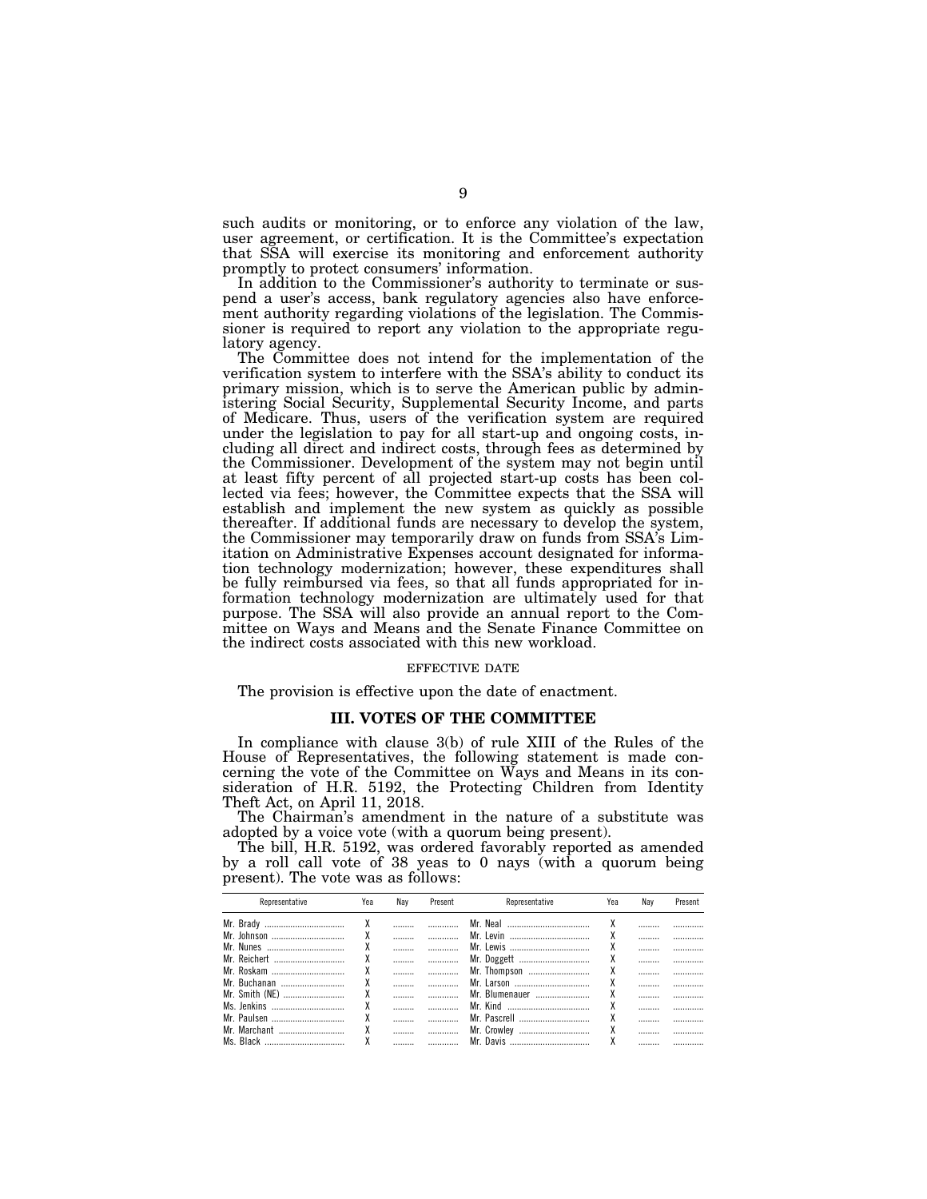such audits or monitoring, or to enforce any violation of the law, user agreement, or certification. It is the Committee's expectation that SSA will exercise its monitoring and enforcement authority promptly to protect consumers' information.

In addition to the Commissioner's authority to terminate or suspend a user's access, bank regulatory agencies also have enforcement authority regarding violations of the legislation. The Commissioner is required to report any violation to the appropriate regulatory agency.

The Committee does not intend for the implementation of the verification system to interfere with the SSA's ability to conduct its primary mission, which is to serve the American public by administering Social Security, Supplemental Security Income, and parts of Medicare. Thus, users of the verification system are required under the legislation to pay for all start-up and ongoing costs, including all direct and indirect costs, through fees as determined by the Commissioner. Development of the system may not begin until at least fifty percent of all projected start-up costs has been collected via fees; however, the Committee expects that the SSA will establish and implement the new system as quickly as possible thereafter. If additional funds are necessary to develop the system, the Commissioner may temporarily draw on funds from SSA's Limitation on Administrative Expenses account designated for information technology modernization; however, these expenditures shall be fully reimbursed via fees, so that all funds appropriated for information technology modernization are ultimately used for that purpose. The SSA will also provide an annual report to the Committee on Ways and Means and the Senate Finance Committee on the indirect costs associated with this new workload.

EFFECTIVE DATE

The provision is effective upon the date of enactment.

## III. VOTES OF THE COMMITTEE

In compliance with clause 3(b) of rule XIII of the Rules of the House of Representatives, the following statement is made concerning the vote of the Committee on Ways and Means in its consideration of H.R. 5192, the Protecting Children from Identity Theft Act, on April 11, 2018.

The Chairman's amendment in the nature of a substitute was adopted by a voice vote (with a quorum being present).

The bill, H.R. 5192, was ordered favorably reported as amended by a roll call vote of 38 yeas to 0 nays (with a quorum being present). The vote was as follows:

| Representative | Yea | Nay | Present | Representative | Yea | Nay | Present |
|---|---|---|---|---|---|---|---|
| Mr. Brady | X | | | Mr. Neal | X | | |
| Mr. Johnson | X | | | Mr. Levin | X | | |
| Mr. Nunes | X | | | Mr. Lewis | X | | |
| Mr. Reichert | X | | | Mr. Doggett | X | | |
| Mr. Roskam | X | | | Mr. Thompson | X | | |
| Mr. Buchanan | X | | | Mr. Larson | X | | |
| Mr. Smith (NE) | X | | | Mr. Blumenauer | X | | |
| Ms. Jenkins | X | | | Mr. Kind | X | | |
| Mr. Paulsen | X | | | Mr. Pascrell | X | | |
| Mr. Marchant | X | | | Mr. Crowley | X | | |
| Ms. Black | X | | | Mr. Davis | X | | |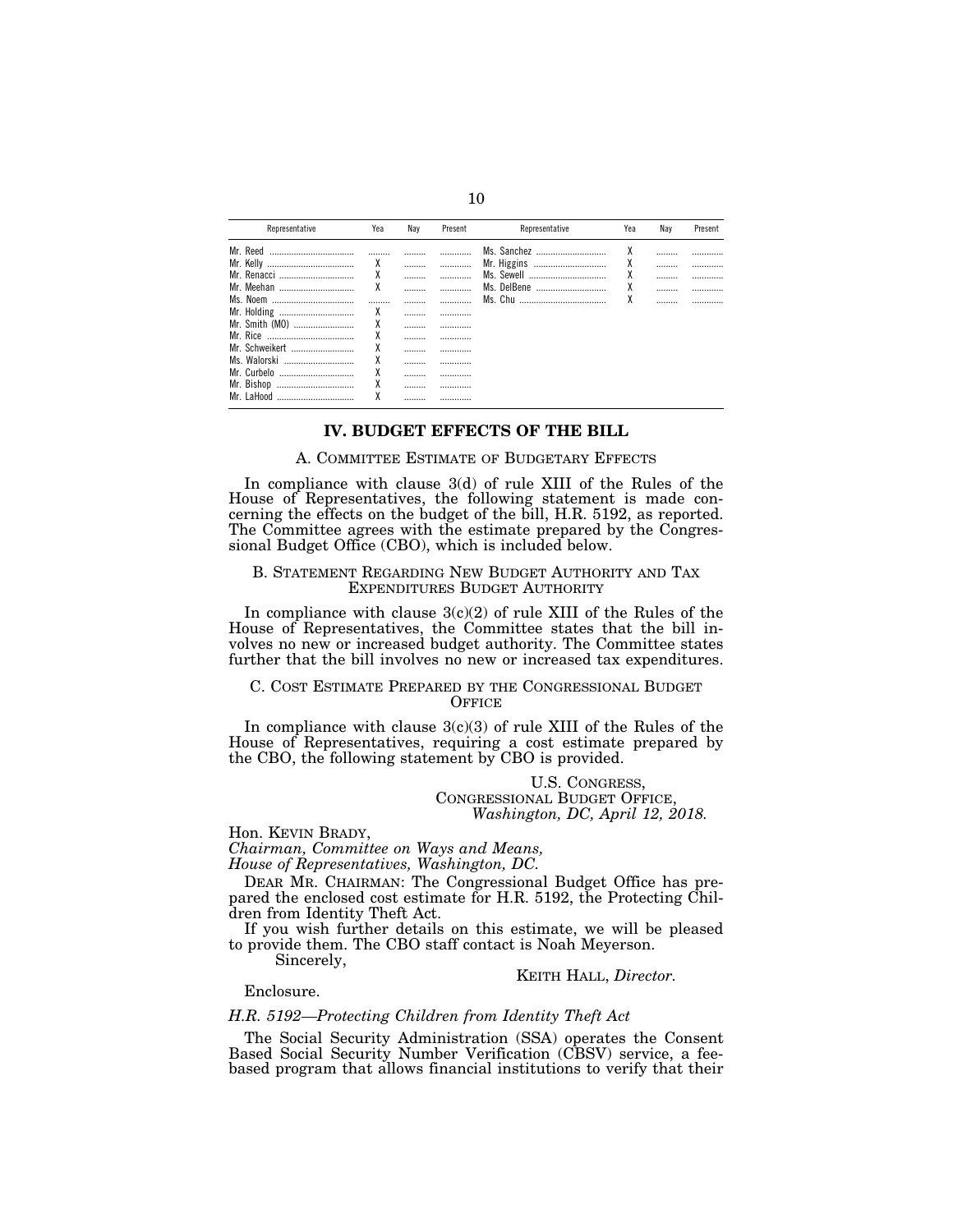| Representative | Yea | Nay | Present | Representative | Yea | Nay | Present |
|---|---|---|---|---|---|---|---|
| Mr. Reed | ......... | ......... | ............. | Ms. Sanchez | X | ......... | ............. |
| Mr. Kelly | X | ......... | ............. | Mr. Higgins | X | ......... | ............. |
| Mr. Renacci | X | ......... | ............. | Ms. Sewell | X | ......... | ............. |
| Mr. Meehan | X | ......... | ............. | Ms. DelBene | X | ......... | ............. |
| Ms. Noem | ......... | ......... | ............. | Ms. Chu | X | ......... | ............. |
| Mr. Holding | X | ......... | ............. | | | | |
| Mr. Smith (MO) | X | ......... | ............. | | | | |
| Mr. Rice | X | ......... | ............. | | | | |
| Mr. Schweikert | X | ......... | ............. | | | | |
| Ms. Walorski | X | ......... | ............. | | | | |
| Mr. Curbelo | X | ......... | ............. | | | | |
| Mr. Bishop | X | ......... | ............. | | | | |
| Mr. LaHood | X | ......... | ............. | | | | |

## IV. BUDGET EFFECTS OF THE BILL

### A. COMMITTEE ESTIMATE OF BUDGETARY EFFECTS

In compliance with clause 3(d) of rule XIII of the Rules of the House of Representatives, the following statement is made concerning the effects on the budget of the bill, H.R. 5192, as reported. The Committee agrees with the estimate prepared by the Congressional Budget Office (CBO), which is included below.

### B. STATEMENT REGARDING NEW BUDGET AUTHORITY AND TAX EXPENDITURES BUDGET AUTHORITY

In compliance with clause 3(c)(2) of rule XIII of the Rules of the House of Representatives, the Committee states that the bill involves no new or increased budget authority. The Committee states further that the bill involves no new or increased tax expenditures.

### C. COST ESTIMATE PREPARED BY THE CONGRESSIONAL BUDGET OFFICE

In compliance with clause 3(c)(3) of rule XIII of the Rules of the House of Representatives, requiring a cost estimate prepared by the CBO, the following statement by CBO is provided.

U.S. CONGRESS,
CONGRESSIONAL BUDGET OFFICE,
*Washington, DC, April 12, 2018.*

Hon. KEVIN BRADY,
*Chairman, Committee on Ways and Means,*
*House of Representatives, Washington, DC.*

DEAR MR. CHAIRMAN: The Congressional Budget Office has prepared the enclosed cost estimate for H.R. 5192, the Protecting Children from Identity Theft Act.

If you wish further details on this estimate, we will be pleased to provide them. The CBO staff contact is Noah Meyerson.

Sincerely,

KEITH HALL, *Director.*

Enclosure.

*H.R. 5192—Protecting Children from Identity Theft Act*

The Social Security Administration (SSA) operates the Consent Based Social Security Number Verification (CBSV) service, a fee-based program that allows financial institutions to verify that their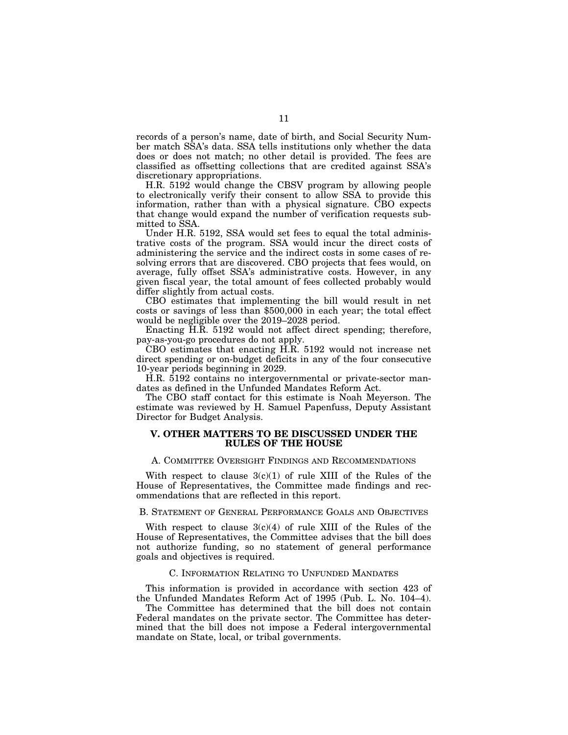records of a person's name, date of birth, and Social Security Number match SSA's data. SSA tells institutions only whether the data does or does not match; no other detail is provided. The fees are classified as offsetting collections that are credited against SSA's discretionary appropriations.

H.R. 5192 would change the CBSV program by allowing people to electronically verify their consent to allow SSA to provide this information, rather than with a physical signature. CBO expects that change would expand the number of verification requests submitted to SSA.

Under H.R. 5192, SSA would set fees to equal the total administrative costs of the program. SSA would incur the direct costs of administering the service and the indirect costs in some cases of resolving errors that are discovered. CBO projects that fees would, on average, fully offset SSA's administrative costs. However, in any given fiscal year, the total amount of fees collected probably would differ slightly from actual costs.

CBO estimates that implementing the bill would result in net costs or savings of less than $500,000 in each year; the total effect would be negligible over the 2019–2028 period.

Enacting H.R. 5192 would not affect direct spending; therefore, pay-as-you-go procedures do not apply.

CBO estimates that enacting H.R. 5192 would not increase net direct spending or on-budget deficits in any of the four consecutive 10-year periods beginning in 2029.

H.R. 5192 contains no intergovernmental or private-sector mandates as defined in the Unfunded Mandates Reform Act.

The CBO staff contact for this estimate is Noah Meyerson. The estimate was reviewed by H. Samuel Papenfuss, Deputy Assistant Director for Budget Analysis.

## V. OTHER MATTERS TO BE DISCUSSED UNDER THE RULES OF THE HOUSE

### A. Committee Oversight Findings and Recommendations

With respect to clause 3(c)(1) of rule XIII of the Rules of the House of Representatives, the Committee made findings and recommendations that are reflected in this report.

### B. Statement of General Performance Goals and Objectives

With respect to clause 3(c)(4) of rule XIII of the Rules of the House of Representatives, the Committee advises that the bill does not authorize funding, so no statement of general performance goals and objectives is required.

### C. Information Relating to Unfunded Mandates

This information is provided in accordance with section 423 of the Unfunded Mandates Reform Act of 1995 (Pub. L. No. 104–4).

The Committee has determined that the bill does not contain Federal mandates on the private sector. The Committee has determined that the bill does not impose a Federal intergovernmental mandate on State, local, or tribal governments.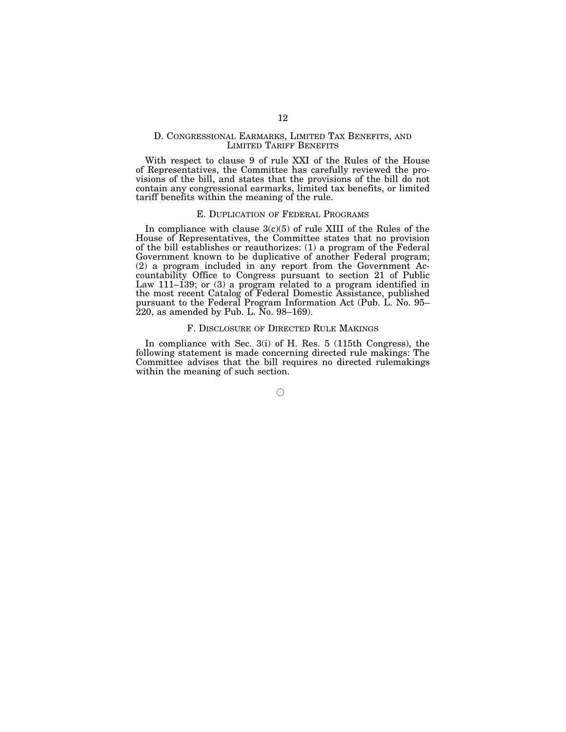### D. Congressional Earmarks, Limited Tax Benefits, and Limited Tariff Benefits

With respect to clause 9 of rule XXI of the Rules of the House of Representatives, the Committee has carefully reviewed the provisions of the bill, and states that the provisions of the bill do not contain any congressional earmarks, limited tax benefits, or limited tariff benefits within the meaning of the rule.

### E. Duplication of Federal Programs

In compliance with clause 3(c)(5) of rule XIII of the Rules of the House of Representatives, the Committee states that no provision of the bill establishes or reauthorizes: (1) a program of the Federal Government known to be duplicative of another Federal program; (2) a program included in any report from the Government Accountability Office to Congress pursuant to section 21 of Public Law 111–139; or (3) a program related to a program identified in the most recent Catalog of Federal Domestic Assistance, published pursuant to the Federal Program Information Act (Pub. L. No. 95–220, as amended by Pub. L. No. 98–169).

### F. Disclosure of Directed Rule Makings

In compliance with Sec. 3(i) of H. Res. 5 (115th Congress), the following statement is made concerning directed rule makings: The Committee advises that the bill requires no directed rulemakings within the meaning of such section.

○